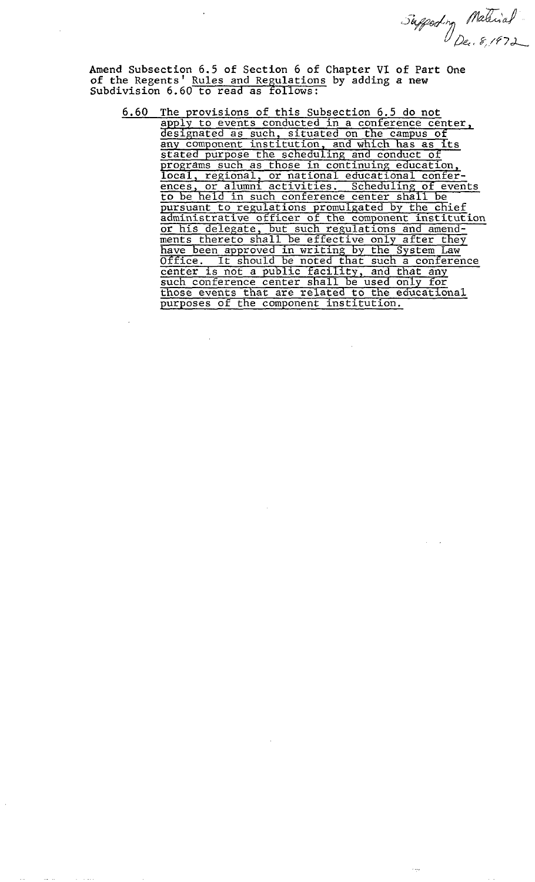Supporting Material
Dec. 8, 1972

Amend Subsection 6.5 of Section 6 of Chapter VI of Part One of the Regents' Rules and Regulations by adding a new Subdivision 6.60 to read as follows:

6.60 The provisions of this Subsection 6.5 do not apply to events conducted in a conference center, designated as such, situated on the campus of any component institution, and which has as its stated purpose the scheduling and conduct of programs such as those in continuing education, local, regional, or national educational conferences, or alumni activities. Scheduling of events to be held in such conference center shall be pursuant to regulations promulgated by the chief administrative officer of the component institution or his delegate, but such regulations and amendments thereto shall be effective only after they have been approved in writing by the System Law Office. It should be noted that such a conference center is not a public facility, and that any such conference center shall be used only for those events that are related to the educational purposes of the component institution.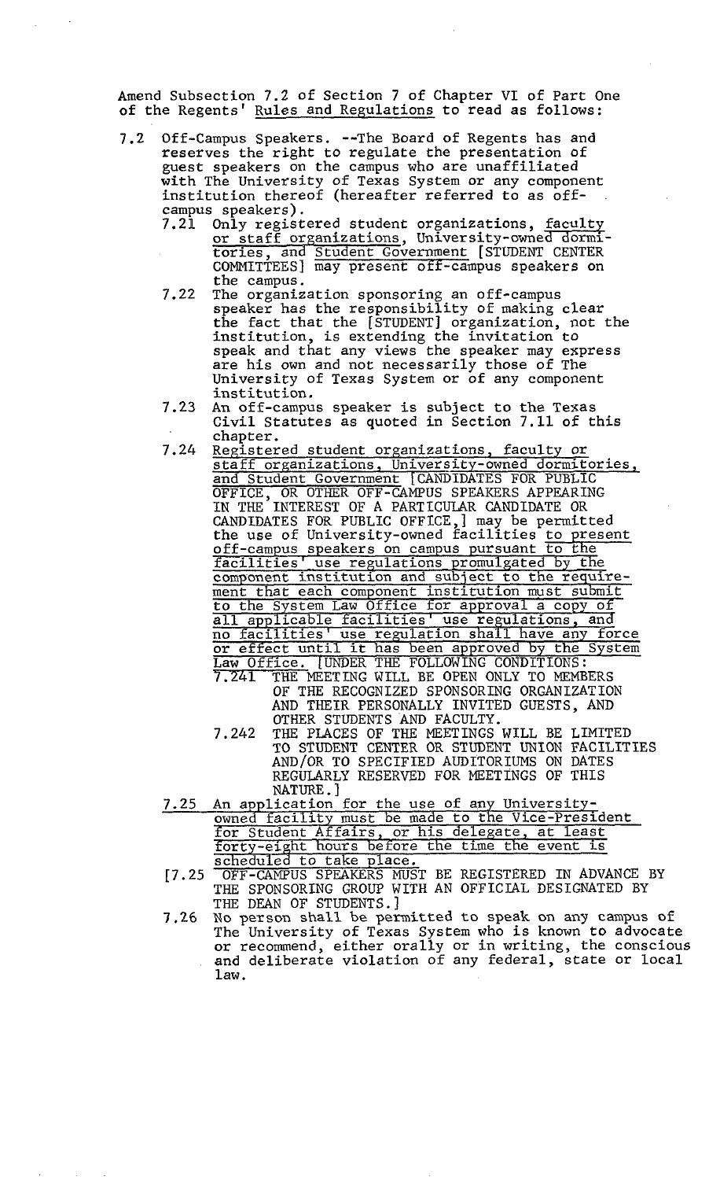Amend Subsection 7.2 of Section 7 of Chapter VI of Part One of the Regents' Rules and Regulations to read as follows:

7.2 Off-Campus Speakers. --The Board of Regents has and reserves the right to regulate the presentation of guest speakers on the campus who are unaffiliated with The University of Texas System or any component institution thereof (hereafter referred to as off-campus speakers).

7.21 Only registered student organizations, faculty or staff organizations, University-owned dormitories, and Student Government [STUDENT CENTER COMMITTEES] may present off-campus speakers on the campus.

7.22 The organization sponsoring an off-campus speaker has the responsibility of making clear the fact that the [STUDENT] organization, not the institution, is extending the invitation to speak and that any views the speaker may express are his own and not necessarily those of The University of Texas System or of any component institution.

7.23 An off-campus speaker is subject to the Texas Civil Statutes as quoted in Section 7.11 of this chapter.

7.24 Registered student organizations, faculty or staff organizations, University-owned dormitories, and Student Government [CANDIDATES FOR PUBLIC OFFICE, OR OTHER OFF-CAMPUS SPEAKERS APPEARING IN THE INTEREST OF A PARTICULAR CANDIDATE OR CANDIDATES FOR PUBLIC OFFICE,] may be permitted the use of University-owned facilities to present off-campus speakers on campus pursuant to the facilities' use regulations promulgated by the component institution and subject to the requirement that each component institution must submit to the System Law Office for approval a copy of all applicable facilities' use regulations, and no facilities' use regulation shall have any force or effect until it has been approved by the System Law Office. [UNDER THE FOLLOWING CONDITIONS:

7.241 THE MEETING WILL BE OPEN ONLY TO MEMBERS OF THE RECOGNIZED SPONSORING ORGANIZATION AND THEIR PERSONALLY INVITED GUESTS, AND OTHER STUDENTS AND FACULTY.

7.242 THE PLACES OF THE MEETINGS WILL BE LIMITED TO STUDENT CENTER OR STUDENT UNION FACILITIES AND/OR TO SPECIFIED AUDITORIUMS ON DATES REGULARLY RESERVED FOR MEETINGS OF THIS NATURE.]

7.25 An application for the use of any University-owned facility must be made to the Vice-President for Student Affairs, or his delegate, at least forty-eight hours before the time the event is scheduled to take place.

[7.25 OFF-CAMPUS SPEAKERS MUST BE REGISTERED IN ADVANCE BY THE SPONSORING GROUP WITH AN OFFICIAL DESIGNATED BY THE DEAN OF STUDENTS.]

7.26 No person shall be permitted to speak on any campus of The University of Texas System who is known to advocate or recommend, either orally or in writing, the conscious and deliberate violation of any federal, state or local law.